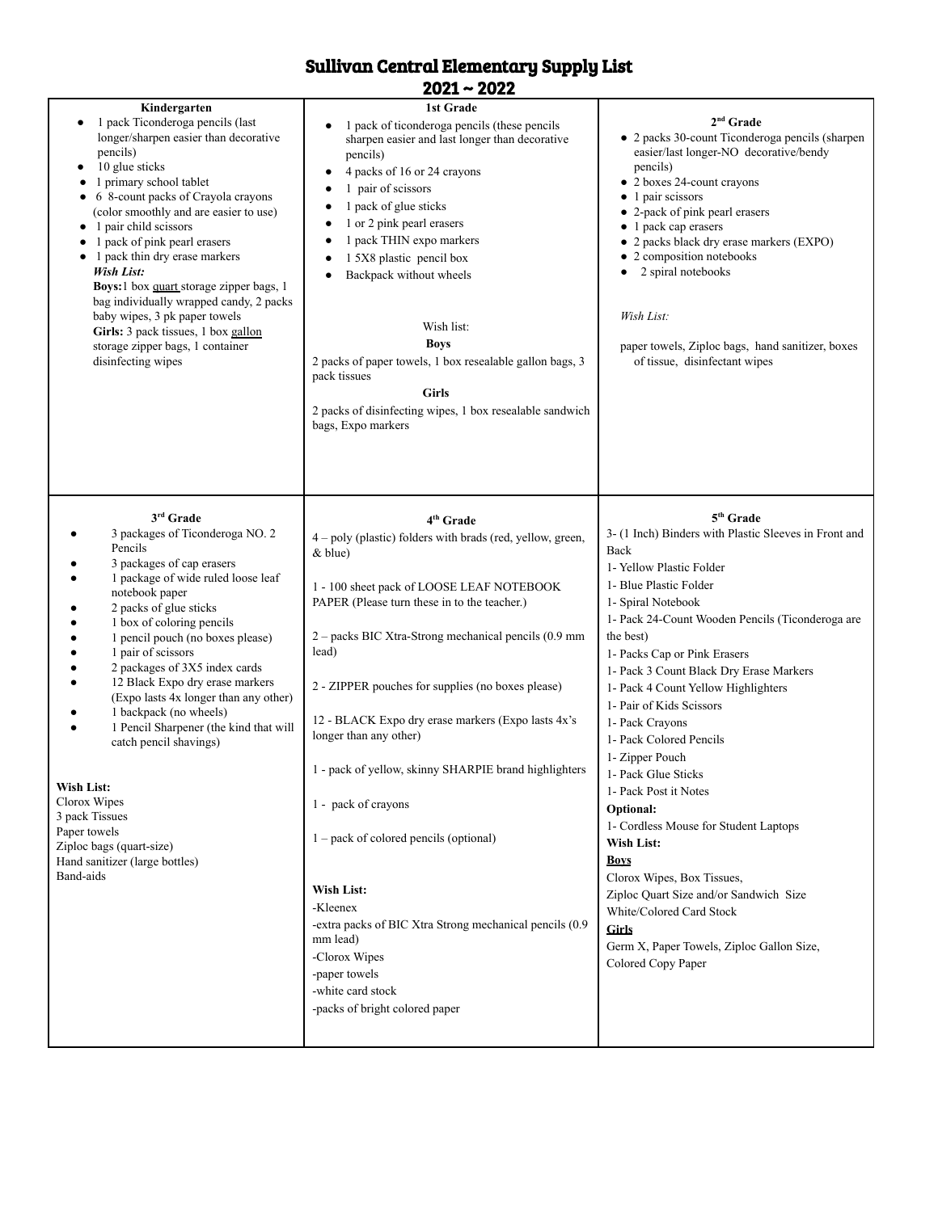# Sullivan Central Elementary Supply List
## 2021 ~ 2022

### Kindergarten

- 1 pack Ticonderoga pencils (last longer/sharpen easier than decorative pencils)
- 10 glue sticks
- 1 primary school tablet
- 6 8-count packs of Crayola crayons (color smoothly and are easier to use)
- 1 pair child scissors
- 1 pack of pink pearl erasers
- 1 pack thin dry erase markers

***Wish List:***

**Boys:** 1 box quart storage zipper bags, 1 bag individually wrapped candy, 2 packs baby wipes, 3 pk paper towels

**Girls:** 3 pack tissues, 1 box gallon storage zipper bags, 1 container disinfecting wipes

### 1st Grade

- 1 pack of ticonderoga pencils (these pencils sharpen easier and last longer than decorative pencils)
- 4 packs of 16 or 24 crayons
- 1 pair of scissors
- 1 pack of glue sticks
- 1 or 2 pink pearl erasers
- 1 pack THIN expo markers
- 1 5X8 plastic pencil box
- Backpack without wheels

Wish list:

**Boys**

2 packs of paper towels, 1 box resealable gallon bags, 3 pack tissues

**Girls**

2 packs of disinfecting wipes, 1 box resealable sandwich bags, Expo markers

### 2nd Grade

- 2 packs 30-count Ticonderoga pencils (sharpen easier/last longer-NO decorative/bendy pencils)
- 2 boxes 24-count crayons
- 1 pair scissors
- 2-pack of pink pearl erasers
- 1 pack cap erasers
- 2 packs black dry erase markers (EXPO)
- 2 composition notebooks
- 2 spiral notebooks

*Wish List:*

paper towels, Ziploc bags, hand sanitizer, boxes of tissue, disinfectant wipes

### 3rd Grade

- 3 packages of Ticonderoga NO. 2 Pencils
- 3 packages of cap erasers
- 1 package of wide ruled loose leaf notebook paper
- 2 packs of glue sticks
- 1 box of coloring pencils
- 1 pencil pouch (no boxes please)
- 1 pair of scissors
- 2 packages of 3X5 index cards
- 12 Black Expo dry erase markers (Expo lasts 4x longer than any other)
- 1 backpack (no wheels)
- 1 Pencil Sharpener (the kind that will catch pencil shavings)

**Wish List:**

Clorox Wipes
3 pack Tissues
Paper towels
Ziploc bags (quart-size)
Hand sanitizer (large bottles)
Band-aids

### 4th Grade

4 – poly (plastic) folders with brads (red, yellow, green, & blue)

1 - 100 sheet pack of LOOSE LEAF NOTEBOOK PAPER (Please turn these in to the teacher.)

2 – packs BIC Xtra-Strong mechanical pencils (0.9 mm lead)

2 - ZIPPER pouches for supplies (no boxes please)

12 - BLACK Expo dry erase markers (Expo lasts 4x's longer than any other)

1 - pack of yellow, skinny SHARPIE brand highlighters

1 - pack of crayons

1 – pack of colored pencils (optional)

**Wish List:**

-Kleenex
-extra packs of BIC Xtra Strong mechanical pencils (0.9 mm lead)
-Clorox Wipes
-paper towels
-white card stock
-packs of bright colored paper

### 5th Grade

3- (1 Inch) Binders with Plastic Sleeves in Front and Back
1- Yellow Plastic Folder
1- Blue Plastic Folder
1- Spiral Notebook
1- Pack 24-Count Wooden Pencils (Ticonderoga are the best)
1- Packs Cap or Pink Erasers
1- Pack 3 Count Black Dry Erase Markers
1- Pack 4 Count Yellow Highlighters
1- Pair of Kids Scissors
1- Pack Crayons
1- Pack Colored Pencils
1- Zipper Pouch
1- Pack Glue Sticks
1- Pack Post it Notes

**Optional:**

1- Cordless Mouse for Student Laptops

**Wish List:**

**Boys**

Clorox Wipes, Box Tissues,
Ziploc Quart Size and/or Sandwich Size
White/Colored Card Stock

**Girls**

Germ X, Paper Towels, Ziploc Gallon Size,
Colored Copy Paper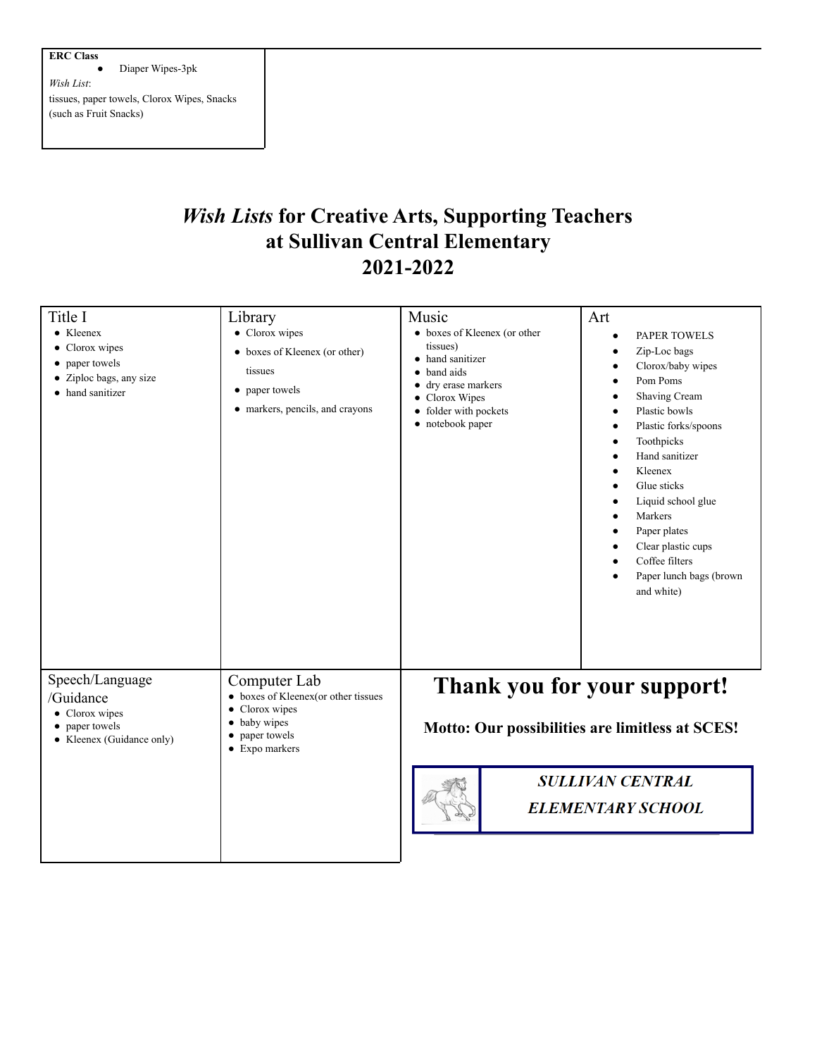**ERC Class**

- Diaper Wipes-3pk

*Wish List*:
tissues, paper towels, Clorox Wipes, Snacks (such as Fruit Snacks)

# *Wish Lists* for Creative Arts, Supporting Teachers at Sullivan Central Elementary 2021-2022

| Title I | Library | Music | Art |
|---|---|---|---|
| • Kleenex<br>• Clorox wipes<br>• paper towels<br>• Ziploc bags, any size<br>• hand sanitizer | • Clorox wipes<br>• boxes of Kleenex (or other) tissues<br>• paper towels<br>• markers, pencils, and crayons | • boxes of Kleenex (or other tissues)<br>• hand sanitizer<br>• band aids<br>• dry erase markers<br>• Clorox Wipes<br>• folder with pockets<br>• notebook paper | • PAPER TOWELS<br>• Zip-Loc bags<br>• Clorox/baby wipes<br>• Pom Poms<br>• Shaving Cream<br>• Plastic bowls<br>• Plastic forks/spoons<br>• Toothpicks<br>• Hand sanitizer<br>• Kleenex<br>• Glue sticks<br>• Liquid school glue<br>• Markers<br>• Paper plates<br>• Clear plastic cups<br>• Coffee filters<br>• Paper lunch bags (brown and white) |
| Speech/Language /Guidance<br>• Clorox wipes<br>• paper towels<br>• Kleenex (Guidance only) | Computer Lab<br>• boxes of Kleenex(or other tissues<br>• Clorox wipes<br>• baby wipes<br>• paper towels<br>• Expo markers | | |

## Thank you for your support!

**Motto: Our possibilities are limitless at SCES!**

***SULLIVAN CENTRAL ELEMENTARY SCHOOL***